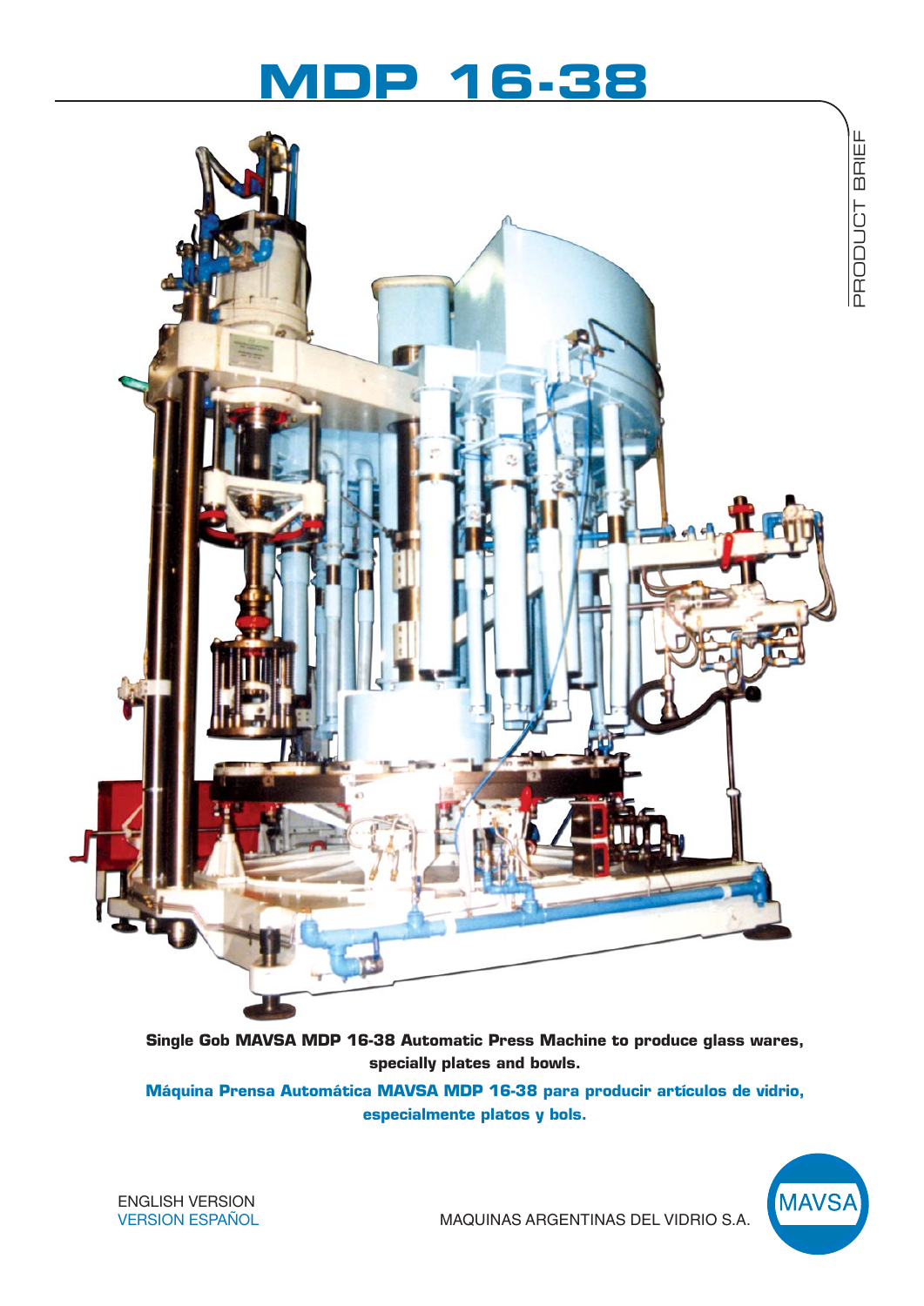# MDP 16-38

PRODUCT BRIEF

**Single Gob MAVSA MDP 16-38 Automatic Press Machine to produce glass wares, specially plates and bowls.**

**Máquina Prensa Automática MAVSA MDP 16-38 para producir artículos de vidrio, especialmente platos y bols.**

ENGLISH VERSION
VERSION ESPAÑOL

MAQUINAS ARGENTINAS DEL VIDRIO S.A.

MAVSA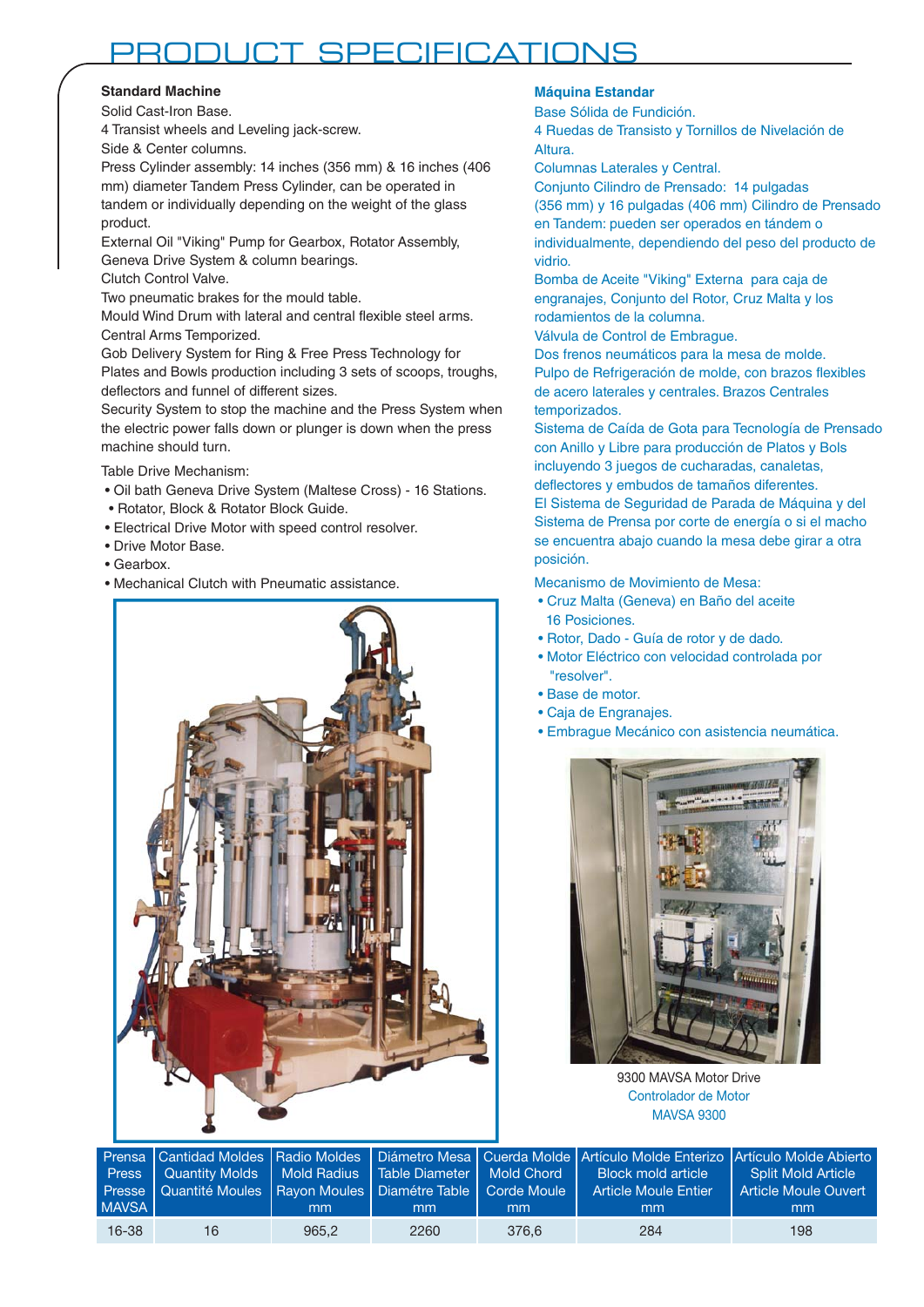# PRODUCT SPECIFICATIONS

**Standard Machine**

Solid Cast-Iron Base.
4 Transist wheels and Leveling jack-screw.
Side & Center columns.
Press Cylinder assembly: 14 inches (356 mm) & 16 inches (406 mm) diameter Tandem Press Cylinder, can be operated in tandem or individually depending on the weight of the glass product.
External Oil "Viking" Pump for Gearbox, Rotator Assembly, Geneva Drive System & column bearings.
Clutch Control Valve.
Two pneumatic brakes for the mould table.
Mould Wind Drum with lateral and central flexible steel arms. Central Arms Temporized.
Gob Delivery System for Ring & Free Press Technology for Plates and Bowls production including 3 sets of scoops, troughs, deflectors and funnel of different sizes.
Security System to stop the machine and the Press System when the electric power falls down or plunger is down when the press machine should turn.

Table Drive Mechanism:

- Oil bath Geneva Drive System (Maltese Cross) - 16 Stations.
- Rotator, Block & Rotator Block Guide.
- Electrical Drive Motor with speed control resolver.
- Drive Motor Base.
- Gearbox.
- Mechanical Clutch with Pneumatic assistance.

**Máquina Estandar**

Base Sólida de Fundición.
4 Ruedas de Transisto y Tornillos de Nivelación de Altura.
Columnas Laterales y Central.
Conjunto Cilindro de Prensado: 14 pulgadas (356 mm) y 16 pulgadas (406 mm) Cilindro de Prensado en Tandem: pueden ser operados en tándem o individualmente, dependiendo del peso del producto de vidrio.
Bomba de Aceite "Viking" Externa para caja de engranajes, Conjunto del Rotor, Cruz Malta y los rodamientos de la columna.
Válvula de Control de Embrague.
Dos frenos neumáticos para la mesa de molde.
Pulpo de Refrigeración de molde, con brazos flexibles de acero laterales y centrales. Brazos Centrales temporizados.
Sistema de Caída de Gota para Tecnología de Prensado con Anillo y Libre para producción de Platos y Bols incluyendo 3 juegos de cucharadas, canaletas, deflectores y embudos de tamaños diferentes.
El Sistema de Seguridad de Parada de Máquina y del Sistema de Prensa por corte de energía o si el macho se encuentra abajo cuando la mesa debe girar a otra posición.

Mecanismo de Movimiento de Mesa:

- Cruz Malta (Geneva) en Baño del aceite 16 Posiciones.
- Rotor, Dado - Guía de rotor y de dado.
- Motor Eléctrico con velocidad controlada por "resolver".
- Base de motor.
- Caja de Engranajes.
- Embrague Mecánico con asistencia neumática.

9300 MAVSA Motor Drive
Controlador de Motor MAVSA 9300

| Prensa Press Presse MAVSA | Cantidad Moldes Quantity Molds Quantité Moules | Radio Moldes Mold Radius Rayon Moules mm | Diámetro Mesa Table Diameter Diamétre Table mm | Cuerda Molde Mold Chord Corde Moule mm | Artículo Molde Enterizo Block mold article Article Moule Entier mm | Artículo Molde Abierto Split Mold Article Article Moule Ouvert mm |
|---|---|---|---|---|---|---|
| 16-38 | 16 | 965,2 | 2260 | 376,6 | 284 | 198 |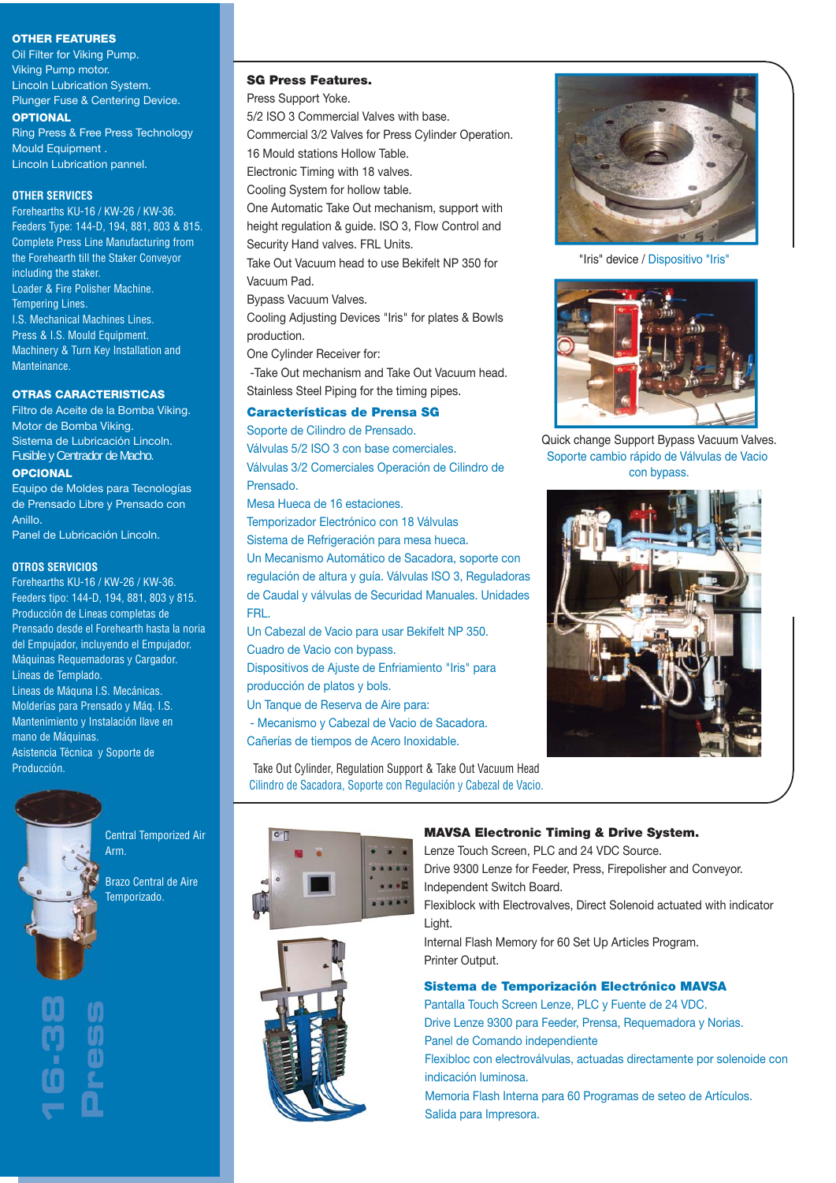## OTHER FEATURES

Oil Filter for Viking Pump.
Viking Pump motor.
Lincoln Lubrication System.
Plunger Fuse & Centering Device.

**OPTIONAL**

Ring Press & Free Press Technology Mould Equipment .
Lincoln Lubrication pannel.

## OTHER SERVICES

Forehearths KU-16 / KW-26 / KW-36.
Feeders Type: 144-D, 194, 881, 803 & 815.
Complete Press Line Manufacturing from the Forehearth till the Staker Conveyor including the staker.
Loader & Fire Polisher Machine.
Tempering Lines.
I.S. Mechanical Machines Lines.
Press & I.S. Mould Equipment.
Machinery & Turn Key Installation and Manteinance.

## OTRAS CARACTERISTICAS

Filtro de Aceite de la Bomba Viking.
Motor de Bomba Viking.
Sistema de Lubricación Lincoln.
Fusible y Centrador de Macho.

**OPCIONAL**

Equipo de Moldes para Tecnologías de Prensado Libre y Prensado con Anillo.
Panel de Lubricación Lincoln.

## OTROS SERVICIOS

Forehearths KU-16 / KW-26 / KW-36.
Feeders tipo: 144-D, 194, 881, 803 y 815.
Producción de Lineas completas de Prensado desde el Forehearth hasta la noria del Empujador, incluyendo el Empujador.
Máquinas Requemadoras y Cargador.
Líneas de Templado.
Lineas de Máquna I.S. Mecánicas.
Molderías para Prensado y Máq. I.S.
Mantenimiento y Instalación llave en mano de Máquinas.
Asistencia Técnica y Soporte de Producción.

Central Temporized Air Arm.

Brazo Central de Aire Temporizado.

16-38 Press

## SG Press Features.

Press Support Yoke.
5/2 ISO 3 Commercial Valves with base.
Commercial 3/2 Valves for Press Cylinder Operation.
16 Mould stations Hollow Table.
Electronic Timing with 18 valves.
Cooling System for hollow table.
One Automatic Take Out mechanism, support with height regulation & guide. ISO 3, Flow Control and Security Hand valves. FRL Units.
Take Out Vacuum head to use Bekifelt NP 350 for Vacuum Pad.
Bypass Vacuum Valves.
Cooling Adjusting Devices "Iris" for plates & Bowls production.
One Cylinder Receiver for:
-Take Out mechanism and Take Out Vacuum head.
Stainless Steel Piping for the timing pipes.

## Características de Prensa SG

Soporte de Cilindro de Prensado.
Válvulas 5/2 ISO 3 con base comerciales.
Válvulas 3/2 Comerciales Operación de Cilindro de Prensado.
Mesa Hueca de 16 estaciones.
Temporizador Electrónico con 18 Válvulas
Sistema de Refrigeración para mesa hueca.
Un Mecanismo Automático de Sacadora, soporte con regulación de altura y guía. Válvulas ISO 3, Reguladoras de Caudal y válvulas de Seguridad Manuales. Unidades FRL.
Un Cabezal de Vacio para usar Bekifelt NP 350.
Cuadro de Vacio con bypass.
Dispositivos de Ajuste de Enfriamiento "Iris" para producción de platos y bols.
Un Tanque de Reserva de Aire para:
- Mecanismo y Cabezal de Vacio de Sacadora.
Cañerías de tiempos de Acero Inoxidable.

"Iris" device / Dispositivo "Iris"

Quick change Support Bypass Vacuum Valves.
Soporte cambio rápido de Válvulas de Vacio con bypass.

Take Out Cylinder, Regulation Support & Take Out Vacuum Head
Cilindro de Sacadora, Soporte con Regulación y Cabezal de Vacío.

## MAVSA Electronic Timing & Drive System.

Lenze Touch Screen, PLC and 24 VDC Source.
Drive 9300 Lenze for Feeder, Press, Firepolisher and Conveyor.
Independent Switch Board.
Flexiblock with Electrovalves, Direct Solenoid actuated with indicator Light.
Internal Flash Memory for 60 Set Up Articles Program.
Printer Output.

## Sistema de Temporización Electrónico MAVSA

Pantalla Touch Screen Lenze, PLC y Fuente de 24 VDC.
Drive Lenze 9300 para Feeder, Prensa, Requemadora y Norias.
Panel de Comando independiente
Flexibloc con electroválvulas, actuadas directamente por solenoide con indicación luminosa.
Memoria Flash Interna para 60 Programas de seteo de Artículos.
Salida para Impresora.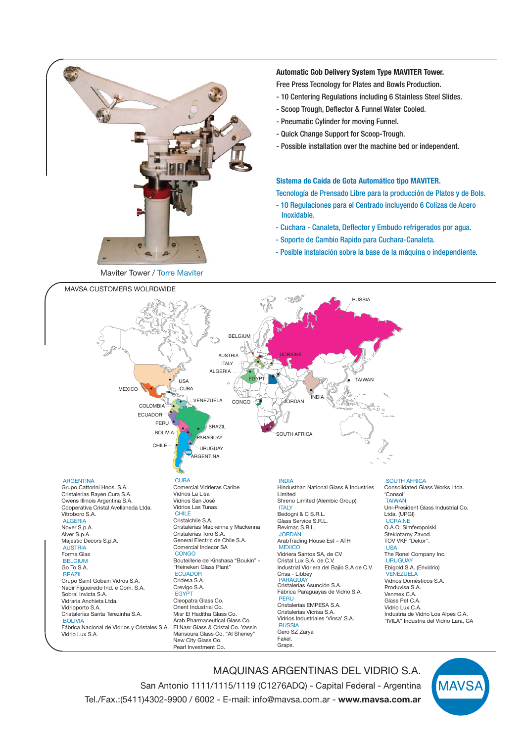**Automatic Gob Delivery System Type MAVITER Tower.**

Free Press Tecnology for Plates and Bowls Production.

- 10 Centering Regulations including 6 Stainless Steel Slides.
- Scoop Trough, Deflector & Funnel Water Cooled.
- Pneumatic Cylinder for moving Funnel.
- Quick Change Support for Scoop-Trough.
- Possible installation over the machine bed or independent.

**Sistema de Caída de Gota Automático tipo MAVITER.**

Tecnología de Prensado Libre para la producción de Platos y de Bols.

- 10 Regulaciones para el Centrado incluyendo 6 Colizas de Acero Inoxidable.
- Cuchara - Canaleta, Deflector y Embudo refrigerados por agua.
- Soporte de Cambio Rapido para Cuchara-Canaleta.
- Posible instalación sobre la base de la máquina o independiente.

Maviter Tower / Torre Maviter

MAVSA CUSTOMERS WOLRDWIDE

RUSSIA
BELGIUM
AUSTRIA
ITALY
ALGERIA
UCRAINE
EGYPT
TAIWAN
USA
CUBA
MEXICO
INDIA
VENEZUELA
CONGO
JORDAN
COLOMBIA
ECUADOR
PERU
BRAZIL
BOLIVIA
PARAGUAY
SOUTH AFRICA
CHILE
URUGUAY
ARGENTINA

ARGENTINA
Grupo Cattorini Hnos. S.A.
Cristalerías Rayen Cura S.A.
Owens Illinois Argentina S.A.
Cooperativa Cristal Avellaneda Ltda.
Vitroboro S.A.

ALGERIA
Nover S.p.A.
Alver S.p.A.
Majestic Decors S.p.A.

AUSTRIA
Forma Glas

BELGIUM
Go To S.A.

BRAZIL
Grupo Saint Gobain Vidros S.A.
Nadir Figueiredo Ind. e Com. S.A.
Sobral Invicta S.A.
Vidraria Anchieta Ltda.
Vidrioporto S.A.
Cristalerías Santa Terezinha S.A.

BOLIVIA
Fábrica Nacional de Vidrios y Cristales S.A.
Vidrio Lux S.A.

CUBA
Comercial Vidrieras Caribe
Vidrios La Lisa
Vidrios San José
Vidrios Las Tunas

CHILE
Cristalchile S.A.
Cristalerías Mackenna y Mackenna
Cristalerías Toro S.A.
General Electric de Chile S.A.
Comercial Indecor SA

CONGO
Bouteillerie de Kinshasa "Boukin" - "Heineken Glass Plant"

ECUADOR
Cridesa S.A.
Crevigo S.A.

EGYPT
Cleopatra Glass Co.
Orient Industrial Co.
Misr El Haditha Glass Co.
Arab Pharmaceutical Glass Co.
El Nasr Glass & Cristal Co. Yassin
Mansoura Glass Co. "Al Sheriey"
New City Glass Co.
Pearl Investment Co.

INDIA
Hindusthan National Glass & Industries Limited
Shreno Limited (Alembic Group)

ITALY
Bedogni & C S.R.L.
Glass Service S.R.L.
Revimac S.R.L.

JORDAN
ArabTrading House Est – ATH

MEXICO
Vidriera Santos SA, de CV
Cristal Lux S.A. de C.V.
Industrial Vidriera del Bajío S.A de C.V.
Crisa - Libbey

PARAGUAY
Cristalerías Asunción S.A.
Fábrica Paraguayas de Vidrio S.A.

PERU
Cristalerías EMPESA S.A.
Cristalerías Vicrisa S.A.
Vidrios Industriales 'Vinsa' S.A.

RUSSIA
Gero SZ Zarya
Fakel.
Graps.

SOUTH AFRICA
Consolidated Glass Works Ltda. 'Consol'

TAIWAN
Uni-President Glass Industrial Co. Ltda. (UPGI)

UCRAINE
O.A.O. Simferopolski
Steklotarny Zavod.
TOV VKF "Dekor".

USA
The Ronel Company Inc.

URUGUAY
Ebigold S.A. (Envidrio)

VENEZUELA
Vidrios Domésticos S.A.
Produvisa S.A.
Venmex C.A.
Glass Pet C.A.
Vidrio Lux C.A.
Industria de Vidrio Los Alpes C.A.
"IVILA" Industria del Vidrio Lara, CA

MAQUINAS ARGENTINAS DEL VIDRIO S.A.

San Antonio 1111/1115/1119 (C1276ADQ) - Capital Federal - Argentina

Tel./Fax.:(5411)4302-9900 / 6002 - E-mail: info@mavsa.com.ar - **www.mavsa.com.ar**

MAVSA